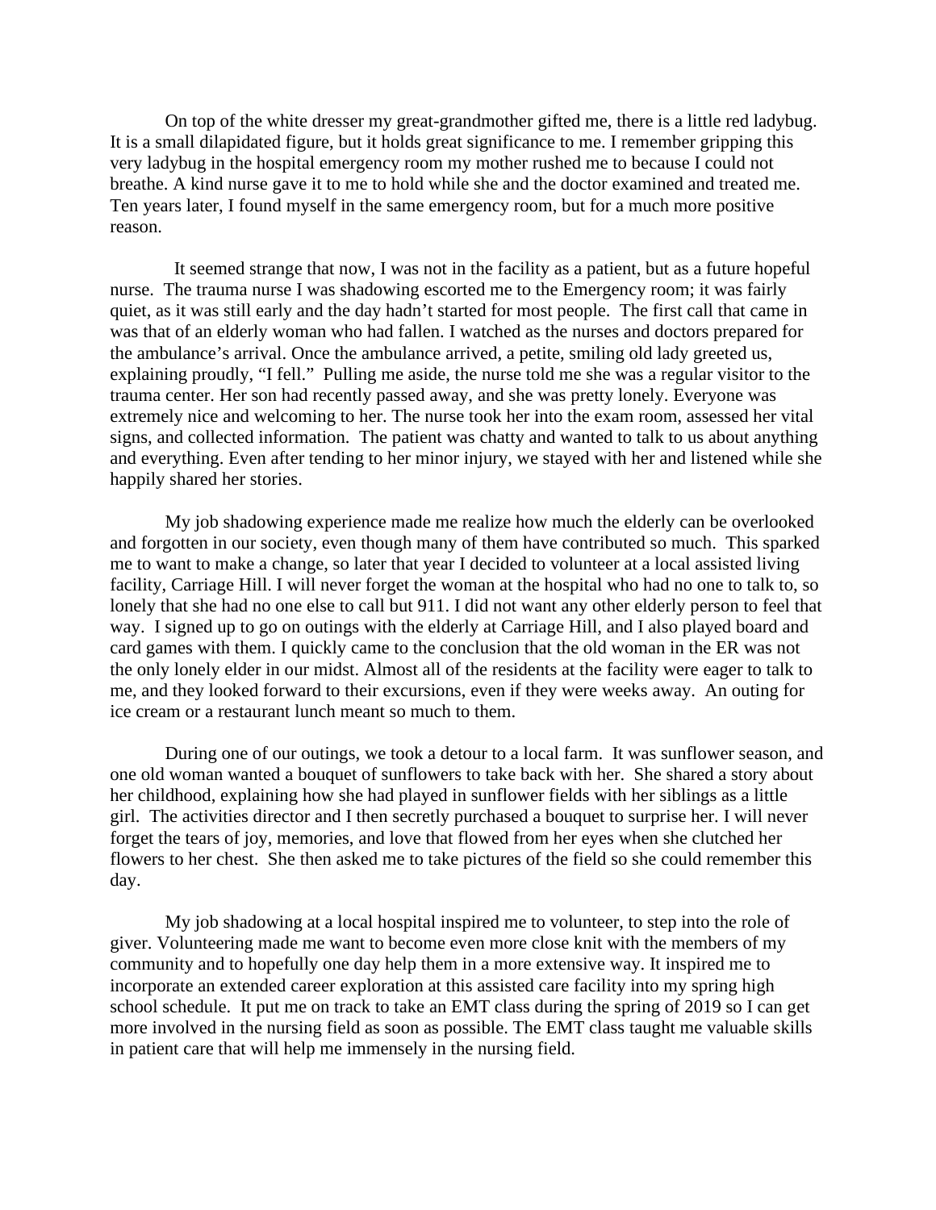On top of the white dresser my great-grandmother gifted me, there is a little red ladybug. It is a small dilapidated figure, but it holds great significance to me. I remember gripping this very ladybug in the hospital emergency room my mother rushed me to because I could not breathe. A kind nurse gave it to me to hold while she and the doctor examined and treated me. Ten years later, I found myself in the same emergency room, but for a much more positive reason.

It seemed strange that now, I was not in the facility as a patient, but as a future hopeful nurse. The trauma nurse I was shadowing escorted me to the Emergency room; it was fairly quiet, as it was still early and the day hadn't started for most people. The first call that came in was that of an elderly woman who had fallen. I watched as the nurses and doctors prepared for the ambulance's arrival. Once the ambulance arrived, a petite, smiling old lady greeted us, explaining proudly, "I fell." Pulling me aside, the nurse told me she was a regular visitor to the trauma center. Her son had recently passed away, and she was pretty lonely. Everyone was extremely nice and welcoming to her. The nurse took her into the exam room, assessed her vital signs, and collected information. The patient was chatty and wanted to talk to us about anything and everything. Even after tending to her minor injury, we stayed with her and listened while she happily shared her stories.

My job shadowing experience made me realize how much the elderly can be overlooked and forgotten in our society, even though many of them have contributed so much. This sparked me to want to make a change, so later that year I decided to volunteer at a local assisted living facility, Carriage Hill. I will never forget the woman at the hospital who had no one to talk to, so lonely that she had no one else to call but 911. I did not want any other elderly person to feel that way. I signed up to go on outings with the elderly at Carriage Hill, and I also played board and card games with them. I quickly came to the conclusion that the old woman in the ER was not the only lonely elder in our midst. Almost all of the residents at the facility were eager to talk to me, and they looked forward to their excursions, even if they were weeks away. An outing for ice cream or a restaurant lunch meant so much to them.

During one of our outings, we took a detour to a local farm. It was sunflower season, and one old woman wanted a bouquet of sunflowers to take back with her. She shared a story about her childhood, explaining how she had played in sunflower fields with her siblings as a little girl. The activities director and I then secretly purchased a bouquet to surprise her. I will never forget the tears of joy, memories, and love that flowed from her eyes when she clutched her flowers to her chest. She then asked me to take pictures of the field so she could remember this day.

My job shadowing at a local hospital inspired me to volunteer, to step into the role of giver. Volunteering made me want to become even more close knit with the members of my community and to hopefully one day help them in a more extensive way. It inspired me to incorporate an extended career exploration at this assisted care facility into my spring high school schedule. It put me on track to take an EMT class during the spring of 2019 so I can get more involved in the nursing field as soon as possible. The EMT class taught me valuable skills in patient care that will help me immensely in the nursing field.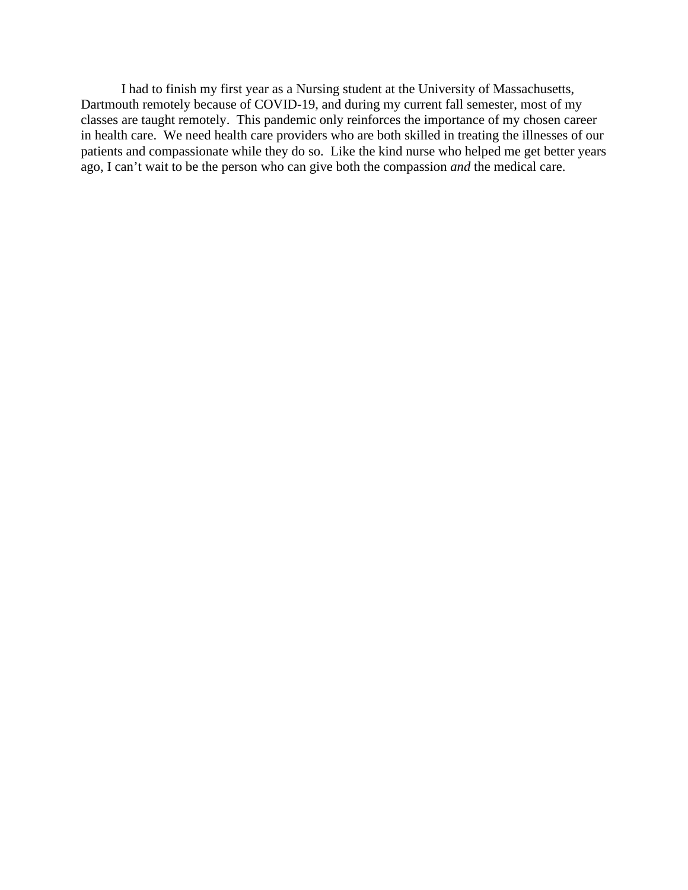I had to finish my first year as a Nursing student at the University of Massachusetts, Dartmouth remotely because of COVID-19, and during my current fall semester, most of my classes are taught remotely. This pandemic only reinforces the importance of my chosen career in health care. We need health care providers who are both skilled in treating the illnesses of our patients and compassionate while they do so. Like the kind nurse who helped me get better years ago, I can't wait to be the person who can give both the compassion *and* the medical care.